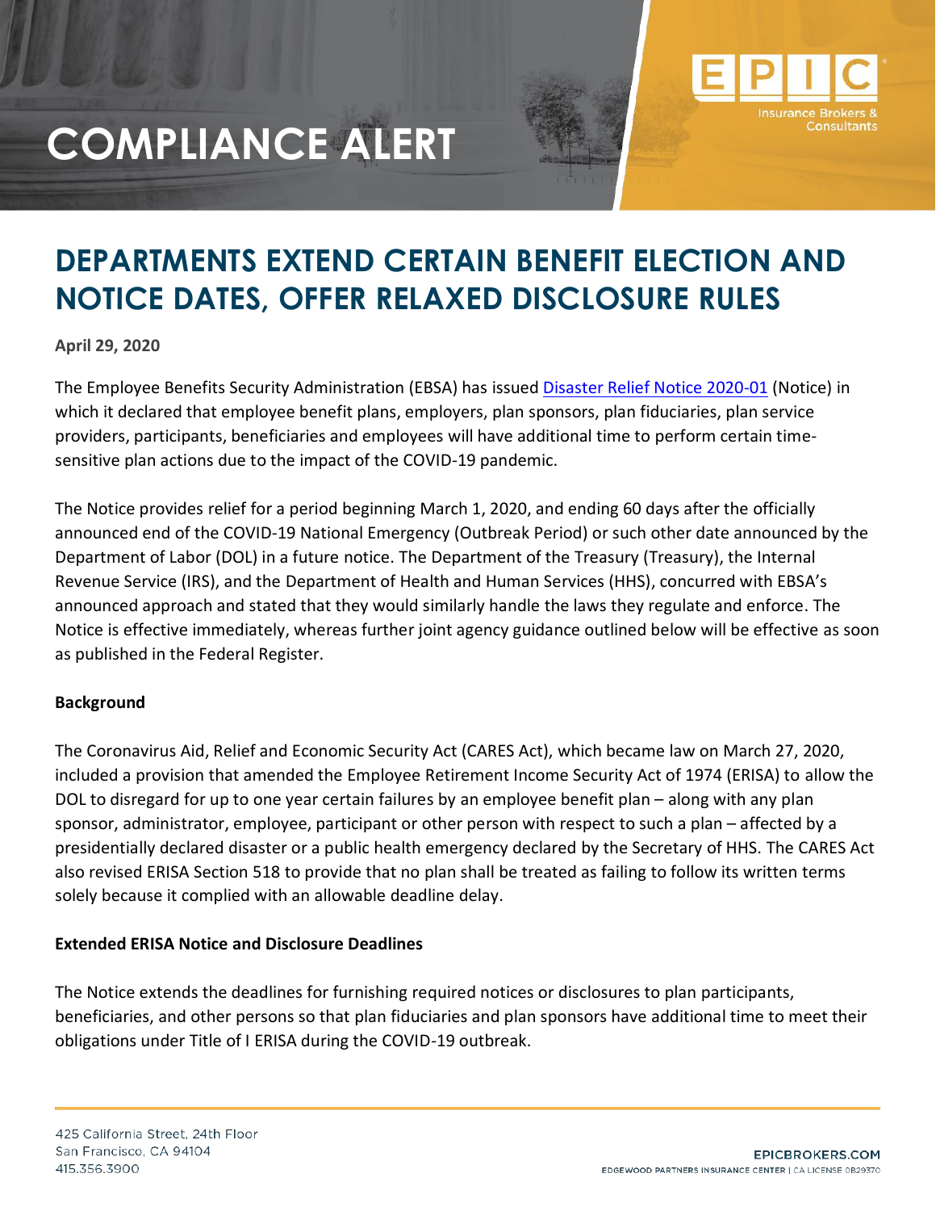# COMPLIANCE ALERT

## DEPARTMENTS EXTEND CERTAIN BENEFIT ELECTION AND NOTICE DATES, OFFER RELAXED DISCLOSURE RULES

**April 29, 2020**

The Employee Benefits Security Administration (EBSA) has issued Disaster Relief Notice 2020-01 (Notice) in which it declared that employee benefit plans, employers, plan sponsors, plan fiduciaries, plan service providers, participants, beneficiaries and employees will have additional time to perform certain time-sensitive plan actions due to the impact of the COVID-19 pandemic.

The Notice provides relief for a period beginning March 1, 2020, and ending 60 days after the officially announced end of the COVID-19 National Emergency (Outbreak Period) or such other date announced by the Department of Labor (DOL) in a future notice. The Department of the Treasury (Treasury), the Internal Revenue Service (IRS), and the Department of Health and Human Services (HHS), concurred with EBSA's announced approach and stated that they would similarly handle the laws they regulate and enforce. The Notice is effective immediately, whereas further joint agency guidance outlined below will be effective as soon as published in the Federal Register.

**Background**

The Coronavirus Aid, Relief and Economic Security Act (CARES Act), which became law on March 27, 2020, included a provision that amended the Employee Retirement Income Security Act of 1974 (ERISA) to allow the DOL to disregard for up to one year certain failures by an employee benefit plan – along with any plan sponsor, administrator, employee, participant or other person with respect to such a plan – affected by a presidentially declared disaster or a public health emergency declared by the Secretary of HHS. The CARES Act also revised ERISA Section 518 to provide that no plan shall be treated as failing to follow its written terms solely because it complied with an allowable deadline delay.

**Extended ERISA Notice and Disclosure Deadlines**

The Notice extends the deadlines for furnishing required notices or disclosures to plan participants, beneficiaries, and other persons so that plan fiduciaries and plan sponsors have additional time to meet their obligations under Title of I ERISA during the COVID-19 outbreak.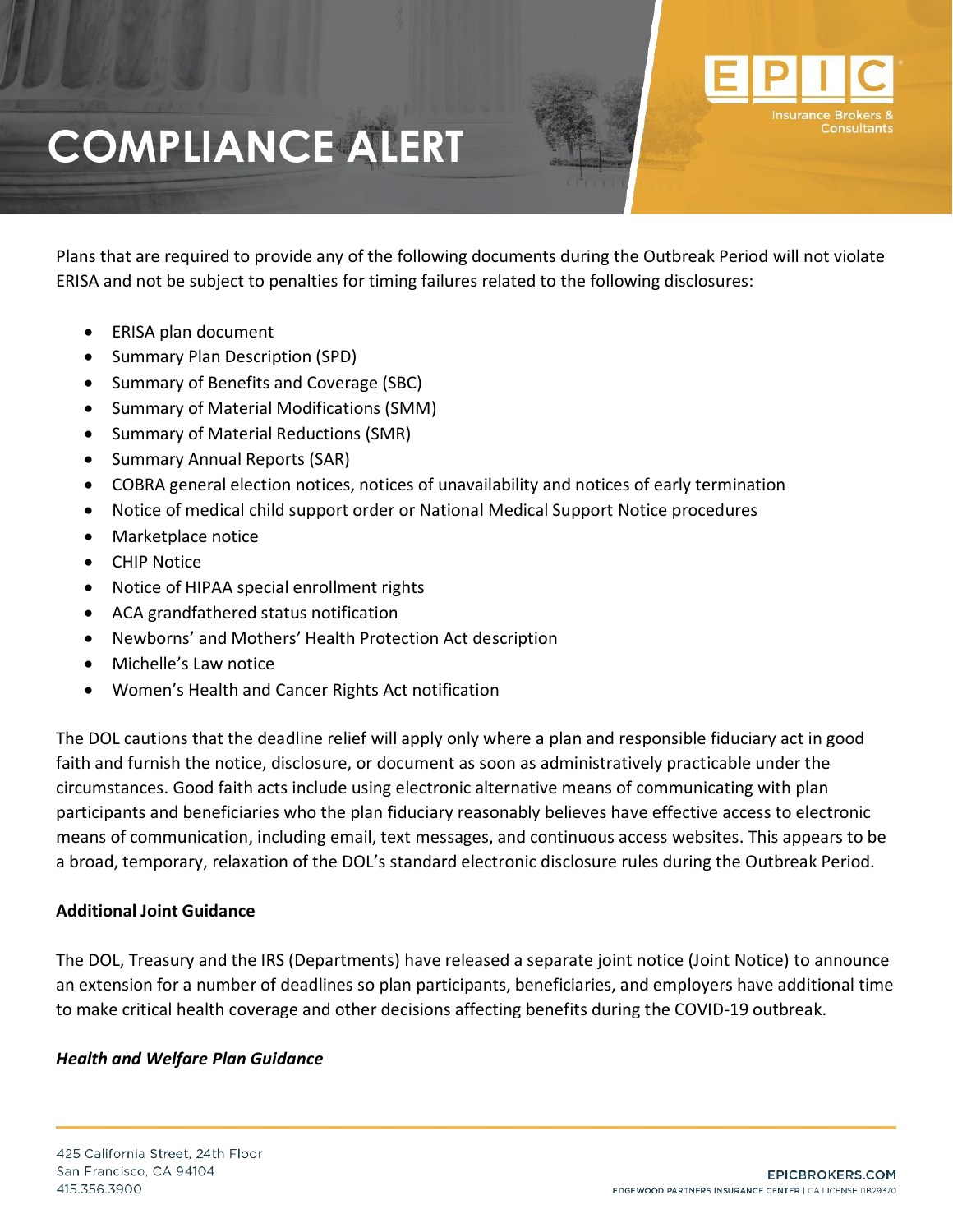Plans that are required to provide any of the following documents during the Outbreak Period will not violate ERISA and not be subject to penalties for timing failures related to the following disclosures:

- ERISA plan document
- Summary Plan Description (SPD)
- Summary of Benefits and Coverage (SBC)
- Summary of Material Modifications (SMM)
- Summary of Material Reductions (SMR)
- Summary Annual Reports (SAR)
- COBRA general election notices, notices of unavailability and notices of early termination
- Notice of medical child support order or National Medical Support Notice procedures
- Marketplace notice
- CHIP Notice
- Notice of HIPAA special enrollment rights
- ACA grandfathered status notification
- Newborns' and Mothers' Health Protection Act description
- Michelle's Law notice
- Women's Health and Cancer Rights Act notification

The DOL cautions that the deadline relief will apply only where a plan and responsible fiduciary act in good faith and furnish the notice, disclosure, or document as soon as administratively practicable under the circumstances. Good faith acts include using electronic alternative means of communicating with plan participants and beneficiaries who the plan fiduciary reasonably believes have effective access to electronic means of communication, including email, text messages, and continuous access websites. This appears to be a broad, temporary, relaxation of the DOL's standard electronic disclosure rules during the Outbreak Period.

**Additional Joint Guidance**

The DOL, Treasury and the IRS (Departments) have released a separate joint notice (Joint Notice) to announce an extension for a number of deadlines so plan participants, beneficiaries, and employers have additional time to make critical health coverage and other decisions affecting benefits during the COVID-19 outbreak.

***Health and Welfare Plan Guidance***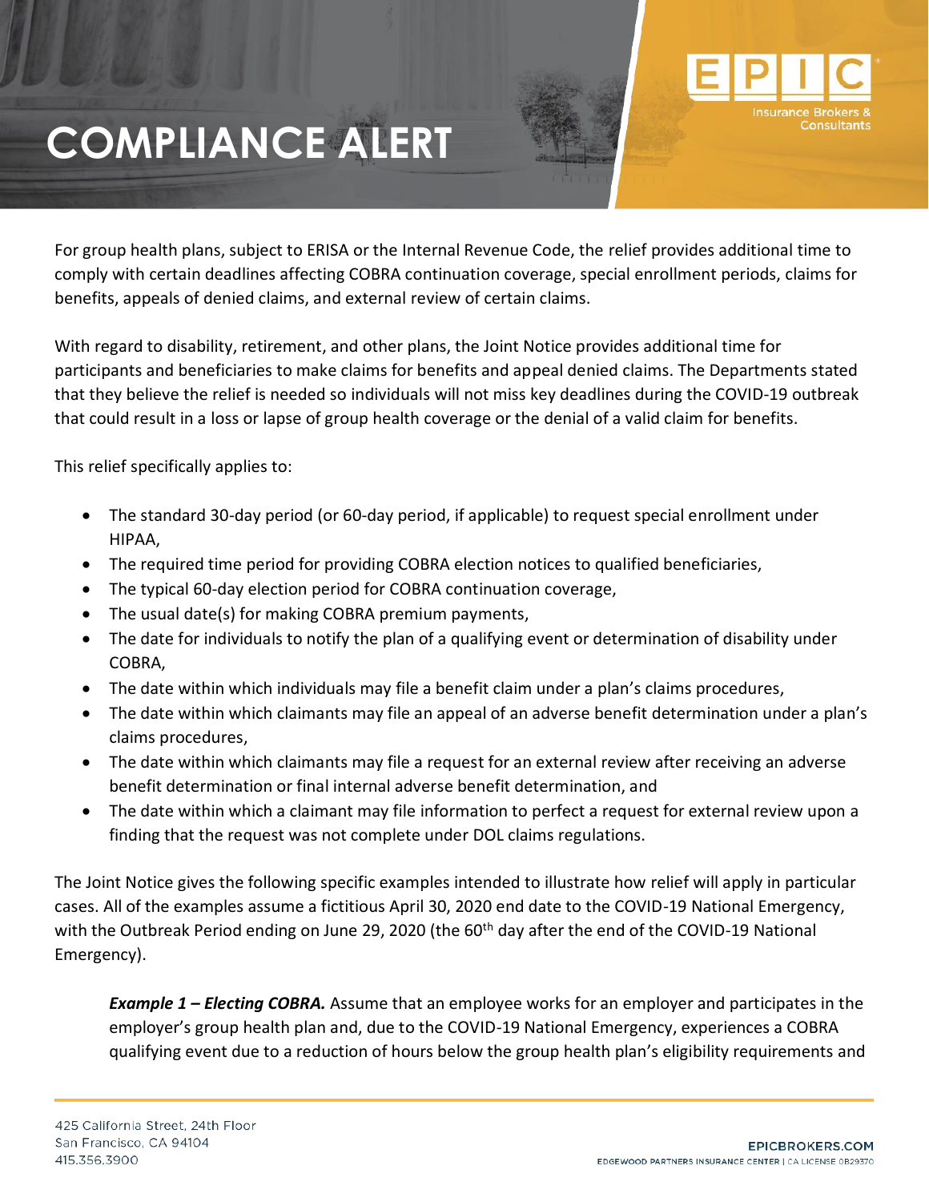For group health plans, subject to ERISA or the Internal Revenue Code, the relief provides additional time to comply with certain deadlines affecting COBRA continuation coverage, special enrollment periods, claims for benefits, appeals of denied claims, and external review of certain claims.

With regard to disability, retirement, and other plans, the Joint Notice provides additional time for participants and beneficiaries to make claims for benefits and appeal denied claims. The Departments stated that they believe the relief is needed so individuals will not miss key deadlines during the COVID-19 outbreak that could result in a loss or lapse of group health coverage or the denial of a valid claim for benefits.

This relief specifically applies to:

- The standard 30-day period (or 60-day period, if applicable) to request special enrollment under HIPAA,
- The required time period for providing COBRA election notices to qualified beneficiaries,
- The typical 60-day election period for COBRA continuation coverage,
- The usual date(s) for making COBRA premium payments,
- The date for individuals to notify the plan of a qualifying event or determination of disability under COBRA,
- The date within which individuals may file a benefit claim under a plan's claims procedures,
- The date within which claimants may file an appeal of an adverse benefit determination under a plan's claims procedures,
- The date within which claimants may file a request for an external review after receiving an adverse benefit determination or final internal adverse benefit determination, and
- The date within which a claimant may file information to perfect a request for external review upon a finding that the request was not complete under DOL claims regulations.

The Joint Notice gives the following specific examples intended to illustrate how relief will apply in particular cases. All of the examples assume a fictitious April 30, 2020 end date to the COVID-19 National Emergency, with the Outbreak Period ending on June 29, 2020 (the 60th day after the end of the COVID-19 National Emergency).

> ***Example 1 – Electing COBRA.*** Assume that an employee works for an employer and participates in the employer's group health plan and, due to the COVID-19 National Emergency, experiences a COBRA qualifying event due to a reduction of hours below the group health plan's eligibility requirements and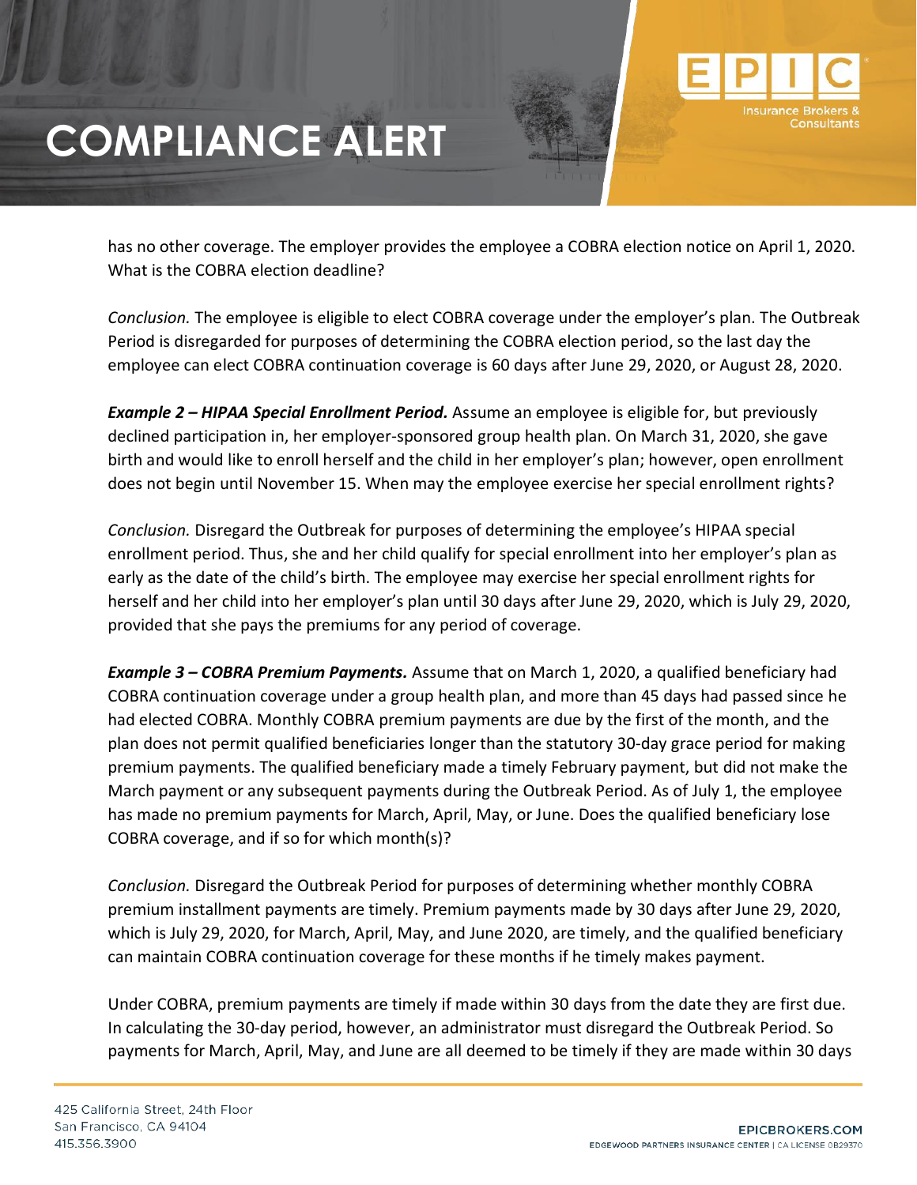has no other coverage. The employer provides the employee a COBRA election notice on April 1, 2020. What is the COBRA election deadline?

*Conclusion.* The employee is eligible to elect COBRA coverage under the employer's plan. The Outbreak Period is disregarded for purposes of determining the COBRA election period, so the last day the employee can elect COBRA continuation coverage is 60 days after June 29, 2020, or August 28, 2020.

***Example 2 – HIPAA Special Enrollment Period.*** Assume an employee is eligible for, but previously declined participation in, her employer-sponsored group health plan. On March 31, 2020, she gave birth and would like to enroll herself and the child in her employer's plan; however, open enrollment does not begin until November 15. When may the employee exercise her special enrollment rights?

*Conclusion.* Disregard the Outbreak for purposes of determining the employee's HIPAA special enrollment period. Thus, she and her child qualify for special enrollment into her employer's plan as early as the date of the child's birth. The employee may exercise her special enrollment rights for herself and her child into her employer's plan until 30 days after June 29, 2020, which is July 29, 2020, provided that she pays the premiums for any period of coverage.

***Example 3 – COBRA Premium Payments.*** Assume that on March 1, 2020, a qualified beneficiary had COBRA continuation coverage under a group health plan, and more than 45 days had passed since he had elected COBRA. Monthly COBRA premium payments are due by the first of the month, and the plan does not permit qualified beneficiaries longer than the statutory 30-day grace period for making premium payments. The qualified beneficiary made a timely February payment, but did not make the March payment or any subsequent payments during the Outbreak Period. As of July 1, the employee has made no premium payments for March, April, May, or June. Does the qualified beneficiary lose COBRA coverage, and if so for which month(s)?

*Conclusion.* Disregard the Outbreak Period for purposes of determining whether monthly COBRA premium installment payments are timely. Premium payments made by 30 days after June 29, 2020, which is July 29, 2020, for March, April, May, and June 2020, are timely, and the qualified beneficiary can maintain COBRA continuation coverage for these months if he timely makes payment.

Under COBRA, premium payments are timely if made within 30 days from the date they are first due. In calculating the 30-day period, however, an administrator must disregard the Outbreak Period. So payments for March, April, May, and June are all deemed to be timely if they are made within 30 days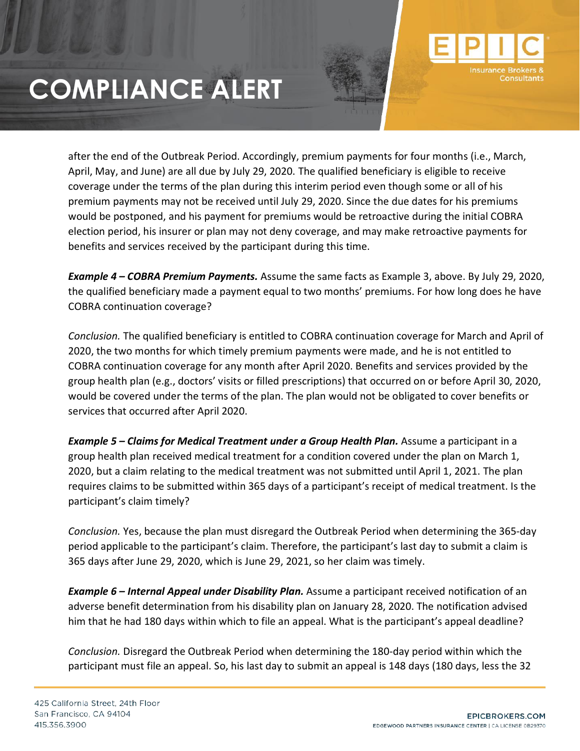after the end of the Outbreak Period. Accordingly, premium payments for four months (i.e., March, April, May, and June) are all due by July 29, 2020. The qualified beneficiary is eligible to receive coverage under the terms of the plan during this interim period even though some or all of his premium payments may not be received until July 29, 2020. Since the due dates for his premiums would be postponed, and his payment for premiums would be retroactive during the initial COBRA election period, his insurer or plan may not deny coverage, and may make retroactive payments for benefits and services received by the participant during this time.

***Example 4 – COBRA Premium Payments.*** Assume the same facts as Example 3, above. By July 29, 2020, the qualified beneficiary made a payment equal to two months' premiums. For how long does he have COBRA continuation coverage?

*Conclusion.* The qualified beneficiary is entitled to COBRA continuation coverage for March and April of 2020, the two months for which timely premium payments were made, and he is not entitled to COBRA continuation coverage for any month after April 2020. Benefits and services provided by the group health plan (e.g., doctors' visits or filled prescriptions) that occurred on or before April 30, 2020, would be covered under the terms of the plan. The plan would not be obligated to cover benefits or services that occurred after April 2020.

***Example 5 – Claims for Medical Treatment under a Group Health Plan.*** Assume a participant in a group health plan received medical treatment for a condition covered under the plan on March 1, 2020, but a claim relating to the medical treatment was not submitted until April 1, 2021. The plan requires claims to be submitted within 365 days of a participant's receipt of medical treatment. Is the participant's claim timely?

*Conclusion.* Yes, because the plan must disregard the Outbreak Period when determining the 365-day period applicable to the participant's claim. Therefore, the participant's last day to submit a claim is 365 days after June 29, 2020, which is June 29, 2021, so her claim was timely.

***Example 6 – Internal Appeal under Disability Plan.*** Assume a participant received notification of an adverse benefit determination from his disability plan on January 28, 2020. The notification advised him that he had 180 days within which to file an appeal. What is the participant's appeal deadline?

*Conclusion.* Disregard the Outbreak Period when determining the 180-day period within which the participant must file an appeal. So, his last day to submit an appeal is 148 days (180 days, less the 32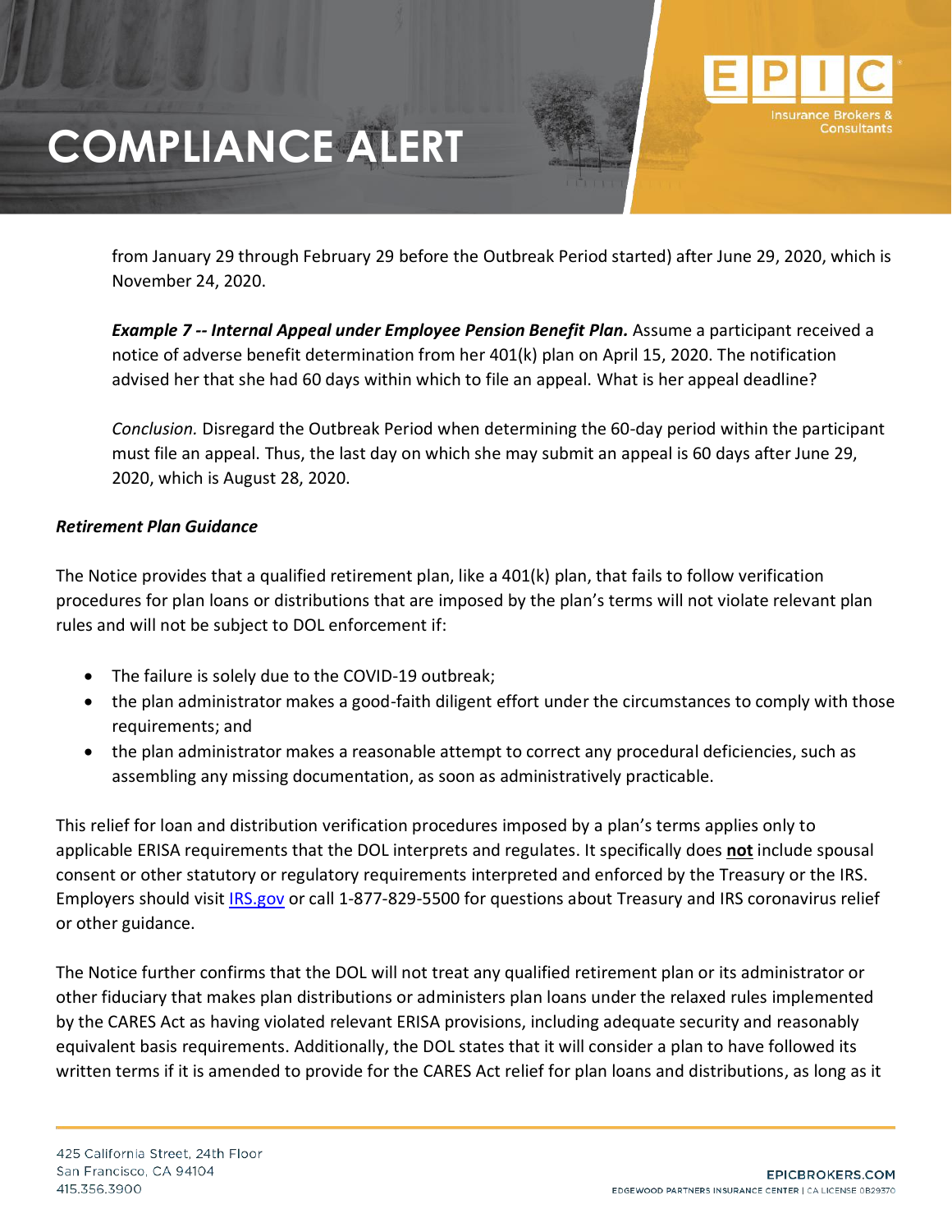from January 29 through February 29 before the Outbreak Period started) after June 29, 2020, which is November 24, 2020.

***Example 7 -- Internal Appeal under Employee Pension Benefit Plan.*** Assume a participant received a notice of adverse benefit determination from her 401(k) plan on April 15, 2020. The notification advised her that she had 60 days within which to file an appeal. What is her appeal deadline?

*Conclusion.* Disregard the Outbreak Period when determining the 60-day period within the participant must file an appeal. Thus, the last day on which she may submit an appeal is 60 days after June 29, 2020, which is August 28, 2020.

***Retirement Plan Guidance***

The Notice provides that a qualified retirement plan, like a 401(k) plan, that fails to follow verification procedures for plan loans or distributions that are imposed by the plan's terms will not violate relevant plan rules and will not be subject to DOL enforcement if:

- The failure is solely due to the COVID-19 outbreak;
- the plan administrator makes a good-faith diligent effort under the circumstances to comply with those requirements; and
- the plan administrator makes a reasonable attempt to correct any procedural deficiencies, such as assembling any missing documentation, as soon as administratively practicable.

This relief for loan and distribution verification procedures imposed by a plan's terms applies only to applicable ERISA requirements that the DOL interprets and regulates. It specifically does **not** include spousal consent or other statutory or regulatory requirements interpreted and enforced by the Treasury or the IRS. Employers should visit [IRS.gov](IRS.gov) or call 1-877-829-5500 for questions about Treasury and IRS coronavirus relief or other guidance.

The Notice further confirms that the DOL will not treat any qualified retirement plan or its administrator or other fiduciary that makes plan distributions or administers plan loans under the relaxed rules implemented by the CARES Act as having violated relevant ERISA provisions, including adequate security and reasonably equivalent basis requirements. Additionally, the DOL states that it will consider a plan to have followed its written terms if it is amended to provide for the CARES Act relief for plan loans and distributions, as long as it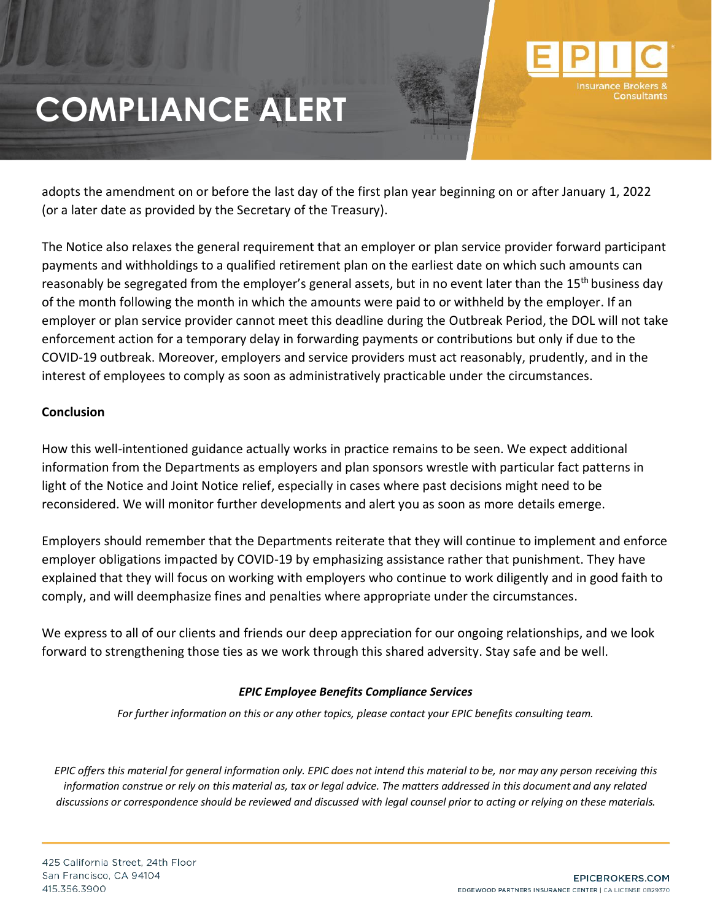adopts the amendment on or before the last day of the first plan year beginning on or after January 1, 2022 (or a later date as provided by the Secretary of the Treasury).

The Notice also relaxes the general requirement that an employer or plan service provider forward participant payments and withholdings to a qualified retirement plan on the earliest date on which such amounts can reasonably be segregated from the employer's general assets, but in no event later than the 15th business day of the month following the month in which the amounts were paid to or withheld by the employer. If an employer or plan service provider cannot meet this deadline during the Outbreak Period, the DOL will not take enforcement action for a temporary delay in forwarding payments or contributions but only if due to the COVID-19 outbreak. Moreover, employers and service providers must act reasonably, prudently, and in the interest of employees to comply as soon as administratively practicable under the circumstances.

**Conclusion**

How this well-intentioned guidance actually works in practice remains to be seen. We expect additional information from the Departments as employers and plan sponsors wrestle with particular fact patterns in light of the Notice and Joint Notice relief, especially in cases where past decisions might need to be reconsidered. We will monitor further developments and alert you as soon as more details emerge.

Employers should remember that the Departments reiterate that they will continue to implement and enforce employer obligations impacted by COVID-19 by emphasizing assistance rather that punishment. They have explained that they will focus on working with employers who continue to work diligently and in good faith to comply, and will deemphasize fines and penalties where appropriate under the circumstances.

We express to all of our clients and friends our deep appreciation for our ongoing relationships, and we look forward to strengthening those ties as we work through this shared adversity. Stay safe and be well.

***EPIC Employee Benefits Compliance Services***

*For further information on this or any other topics, please contact your EPIC benefits consulting team.*

*EPIC offers this material for general information only. EPIC does not intend this material to be, nor may any person receiving this information construe or rely on this material as, tax or legal advice. The matters addressed in this document and any related discussions or correspondence should be reviewed and discussed with legal counsel prior to acting or relying on these materials.*

425 California Street, 24th Floor
San Francisco, CA 94104
415.356.3900

EPICBROKERS.COM
EDGEWOOD PARTNERS INSURANCE CENTER | CA LICENSE 0B29370